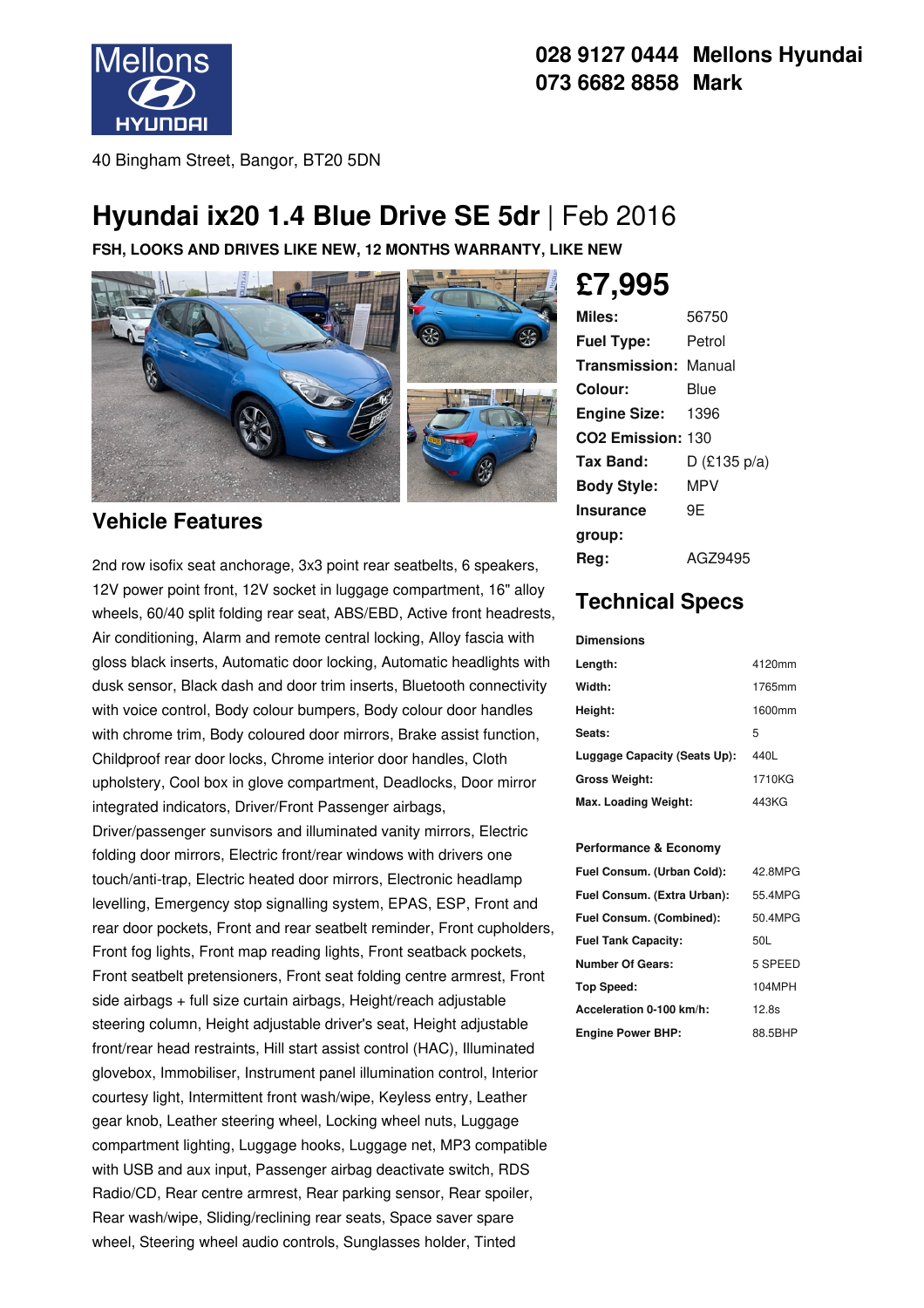028 9127 0444 Mellons Hyundai
073 6682 8858 Mark

40 Bingham Street, Bangor, BT20 5DN

# Hyundai ix20 1.4 Blue Drive SE 5dr | Feb 2016

**FSH, LOOKS AND DRIVES LIKE NEW, 12 MONTHS WARRANTY, LIKE NEW**

## £7,995

| | |
|---|---|
| **Miles:** | 56750 |
| **Fuel Type:** | Petrol |
| **Transmission:** | Manual |
| **Colour:** | Blue |
| **Engine Size:** | 1396 |
| **CO2 Emission:** | 130 |
| **Tax Band:** | D (£135 p/a) |
| **Body Style:** | MPV |
| **Insurance group:** | 9E |
| **Reg:** | AGZ9495 |

## Vehicle Features

2nd row isofix seat anchorage, 3x3 point rear seatbelts, 6 speakers, 12V power point front, 12V socket in luggage compartment, 16" alloy wheels, 60/40 split folding rear seat, ABS/EBD, Active front headrests, Air conditioning, Alarm and remote central locking, Alloy fascia with gloss black inserts, Automatic door locking, Automatic headlights with dusk sensor, Black dash and door trim inserts, Bluetooth connectivity with voice control, Body colour bumpers, Body colour door handles with chrome trim, Body coloured door mirrors, Brake assist function, Childproof rear door locks, Chrome interior door handles, Cloth upholstery, Cool box in glove compartment, Deadlocks, Door mirror integrated indicators, Driver/Front Passenger airbags, Driver/passenger sunvisors and illuminated vanity mirrors, Electric folding door mirrors, Electric front/rear windows with drivers one touch/anti-trap, Electric heated door mirrors, Electronic headlamp levelling, Emergency stop signalling system, EPAS, ESP, Front and rear door pockets, Front and rear seatbelt reminder, Front cupholders, Front fog lights, Front map reading lights, Front seatback pockets, Front seatbelt pretensioners, Front seat folding centre armrest, Front side airbags + full size curtain airbags, Height/reach adjustable steering column, Height adjustable driver's seat, Height adjustable front/rear head restraints, Hill start assist control (HAC), Illuminated glovebox, Immobiliser, Instrument panel illumination control, Interior courtesy light, Intermittent front wash/wipe, Keyless entry, Leather gear knob, Leather steering wheel, Locking wheel nuts, Luggage compartment lighting, Luggage hooks, Luggage net, MP3 compatible with USB and aux input, Passenger airbag deactivate switch, RDS Radio/CD, Rear centre armrest, Rear parking sensor, Rear spoiler, Rear wash/wipe, Sliding/reclining rear seats, Space saver spare wheel, Steering wheel audio controls, Sunglasses holder, Tinted

## Technical Specs

**Dimensions**

| | |
|---|---|
| **Length:** | 4120mm |
| **Width:** | 1765mm |
| **Height:** | 1600mm |
| **Seats:** | 5 |
| **Luggage Capacity (Seats Up):** | 440L |
| **Gross Weight:** | 1710KG |
| **Max. Loading Weight:** | 443KG |

**Performance & Economy**

| | |
|---|---|
| **Fuel Consum. (Urban Cold):** | 42.8MPG |
| **Fuel Consum. (Extra Urban):** | 55.4MPG |
| **Fuel Consum. (Combined):** | 50.4MPG |
| **Fuel Tank Capacity:** | 50L |
| **Number Of Gears:** | 5 SPEED |
| **Top Speed:** | 104MPH |
| **Acceleration 0-100 km/h:** | 12.8s |
| **Engine Power BHP:** | 88.5BHP |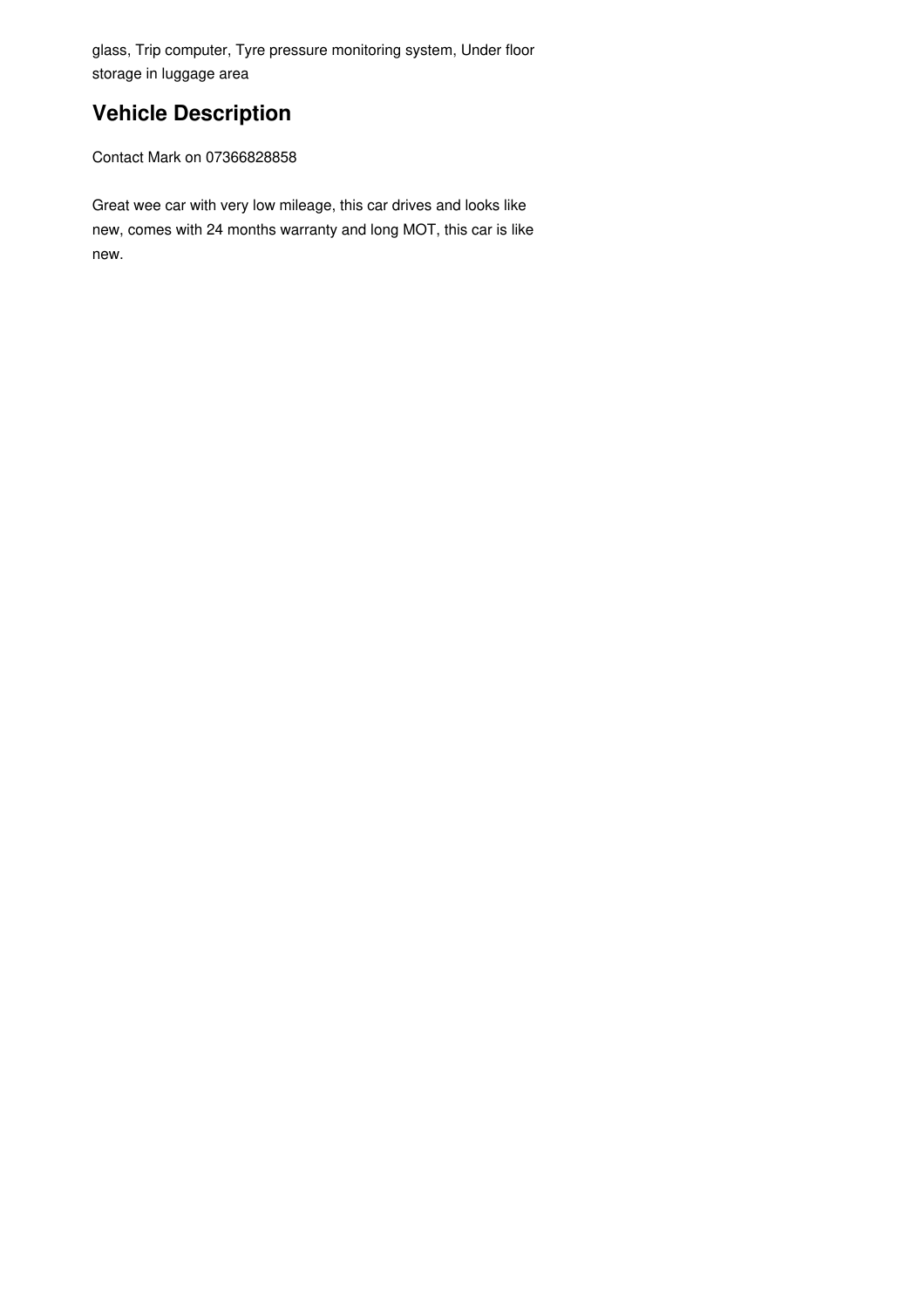glass, Trip computer, Tyre pressure monitoring system, Under floor storage in luggage area

## Vehicle Description

Contact Mark on 07366828858

Great wee car with very low mileage, this car drives and looks like new, comes with 24 months warranty and long MOT, this car is like new.